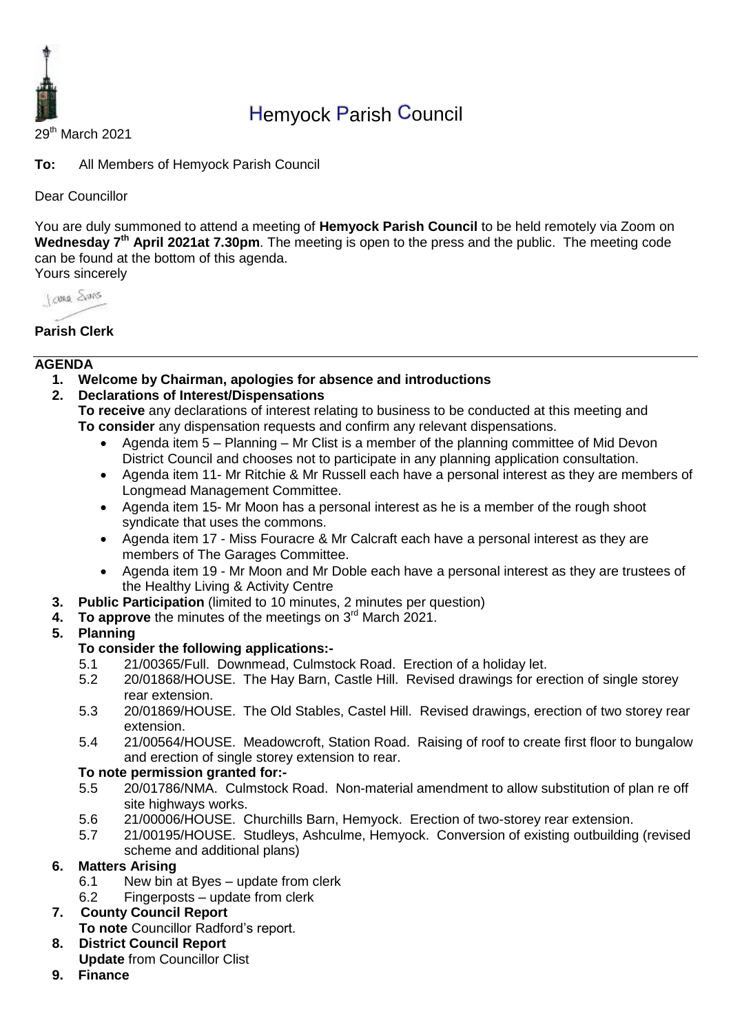# Hemyock Parish Council

29th March 2021

**To:** All Members of Hemyock Parish Council

Dear Councillor

You are duly summoned to attend a meeting of **Hemyock Parish Council** to be held remotely via Zoom on **Wednesday 7th April 2021at 7.30pm**. The meeting is open to the press and the public. The meeting code can be found at the bottom of this agenda.

Yours sincerely

**Parish Clerk**

## AGENDA

1. **Welcome by Chairman, apologies for absence and introductions**
2. **Declarations of Interest/Dispensations**
   **To receive** any declarations of interest relating to business to be conducted at this meeting and **To consider** any dispensation requests and confirm any relevant dispensations.
   - Agenda item 5 – Planning – Mr Clist is a member of the planning committee of Mid Devon District Council and chooses not to participate in any planning application consultation.
   - Agenda item 11- Mr Ritchie & Mr Russell each have a personal interest as they are members of Longmead Management Committee.
   - Agenda item 15- Mr Moon has a personal interest as he is a member of the rough shoot syndicate that uses the commons.
   - Agenda item 17 - Miss Fouracre & Mr Calcraft each have a personal interest as they are members of The Garages Committee.
   - Agenda item 19 - Mr Moon and Mr Doble each have a personal interest as they are trustees of the Healthy Living & Activity Centre
3. **Public Participation** (limited to 10 minutes, 2 minutes per question)
4. **To approve** the minutes of the meetings on 3rd March 2021.
5. **Planning**
   **To consider the following applications:-**
   5.1 21/00365/Full. Downmead, Culmstock Road. Erection of a holiday let.
   5.2 20/01868/HOUSE. The Hay Barn, Castle Hill. Revised drawings for erection of single storey rear extension.
   5.3 20/01869/HOUSE. The Old Stables, Castel Hill. Revised drawings, erection of two storey rear extension.
   5.4 21/00564/HOUSE. Meadowcroft, Station Road. Raising of roof to create first floor to bungalow and erection of single storey extension to rear.
   **To note permission granted for:-**
   5.5 20/01786/NMA. Culmstock Road. Non-material amendment to allow substitution of plan re off site highways works.
   5.6 21/00006/HOUSE. Churchills Barn, Hemyock. Erection of two-storey rear extension.
   5.7 21/00195/HOUSE. Studleys, Ashculme, Hemyock. Conversion of existing outbuilding (revised scheme and additional plans)
6. **Matters Arising**
   6.1 New bin at Byes – update from clerk
   6.2 Fingerposts – update from clerk
7. **County Council Report**
   **To note** Councillor Radford's report.
8. **District Council Report**
   **Update** from Councillor Clist
9. **Finance**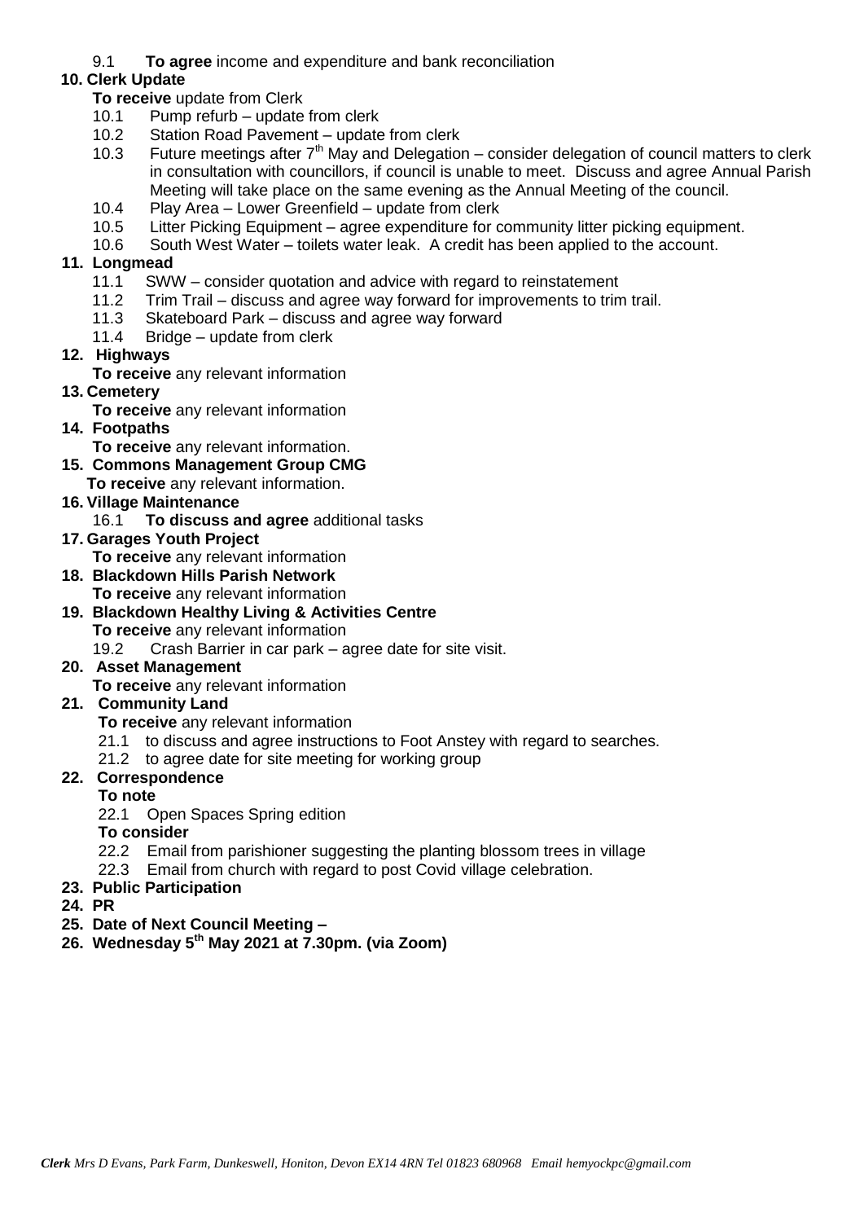9.1 **To agree** income and expenditure and bank reconciliation

**10. Clerk Update**

**To receive** update from Clerk

- 10.1 Pump refurb – update from clerk
- 10.2 Station Road Pavement – update from clerk
- 10.3 Future meetings after 7th May and Delegation – consider delegation of council matters to clerk in consultation with councillors, if council is unable to meet. Discuss and agree Annual Parish Meeting will take place on the same evening as the Annual Meeting of the council.
- 10.4 Play Area – Lower Greenfield – update from clerk
- 10.5 Litter Picking Equipment – agree expenditure for community litter picking equipment.
- 10.6 South West Water – toilets water leak. A credit has been applied to the account.

**11. Longmead**

- 11.1 SWW – consider quotation and advice with regard to reinstatement
- 11.2 Trim Trail – discuss and agree way forward for improvements to trim trail.
- 11.3 Skateboard Park – discuss and agree way forward
- 11.4 Bridge – update from clerk

**12. Highways**

**To receive** any relevant information

**13. Cemetery**

**To receive** any relevant information

**14. Footpaths**

**To receive** any relevant information.

**15. Commons Management Group CMG**

**To receive** any relevant information.

**16. Village Maintenance**

16.1 **To discuss and agree** additional tasks

**17. Garages Youth Project**

**To receive** any relevant information

**18. Blackdown Hills Parish Network**

**To receive** any relevant information

**19. Blackdown Healthy Living & Activities Centre**

**To receive** any relevant information

19.2 Crash Barrier in car park – agree date for site visit.

**20. Asset Management**

**To receive** any relevant information

**21. Community Land**

**To receive** any relevant information

- 21.1 to discuss and agree instructions to Foot Anstey with regard to searches.
- 21.2 to agree date for site meeting for working group

**22. Correspondence**

**To note**

22.1 Open Spaces Spring edition

**To consider**

- 22.2 Email from parishioner suggesting the planting blossom trees in village
- 22.3 Email from church with regard to post Covid village celebration.

**23. Public Participation**

**24. PR**

**25. Date of Next Council Meeting –**

**26. Wednesday 5th May 2021 at 7.30pm. (via Zoom)**

***Clerk** Mrs D Evans, Park Farm, Dunkeswell, Honiton, Devon EX14 4RN Tel 01823 680968 Email hemyockpc@gmail.com*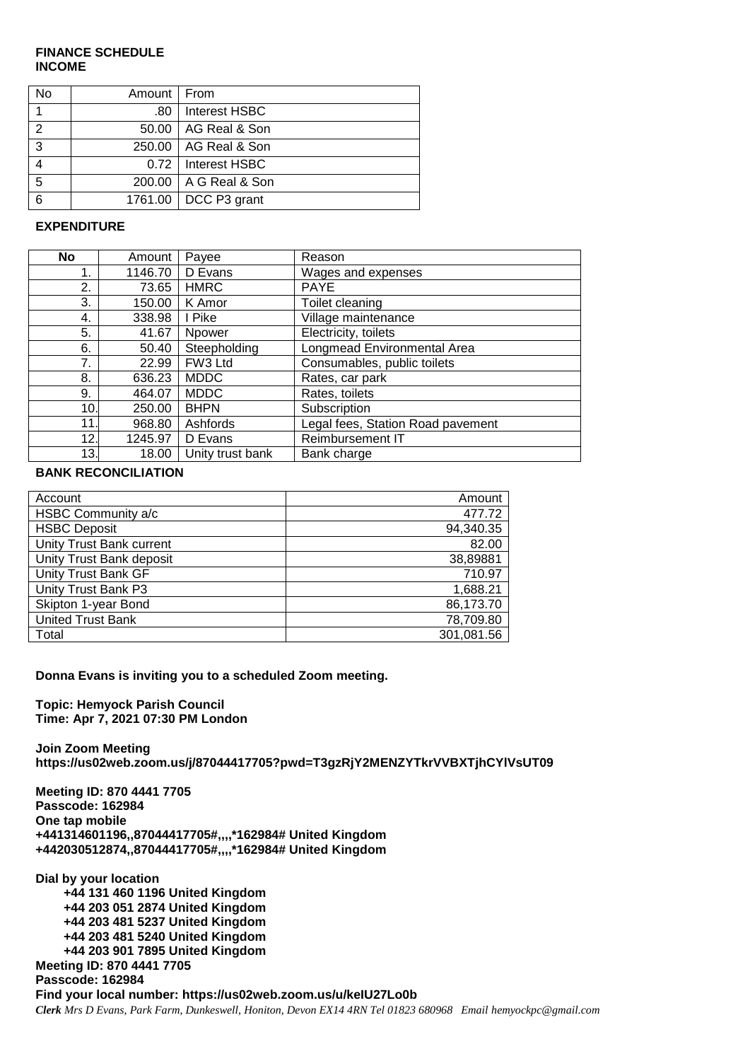**FINANCE SCHEDULE**
**INCOME**

| No | Amount | From |
|---|---|---|
| 1 | .80 | Interest HSBC |
| 2 | 50.00 | AG Real & Son |
| 3 | 250.00 | AG Real & Son |
| 4 | 0.72 | Interest HSBC |
| 5 | 200.00 | A G Real & Son |
| 6 | 1761.00 | DCC P3 grant |

**EXPENDITURE**

| No | Amount | Payee | Reason |
|---|---|---|---|
| 1. | 1146.70 | D Evans | Wages and expenses |
| 2. | 73.65 | HMRC | PAYE |
| 3. | 150.00 | K Amor | Toilet cleaning |
| 4. | 338.98 | I Pike | Village maintenance |
| 5. | 41.67 | Npower | Electricity, toilets |
| 6. | 50.40 | Steepholding | Longmead Environmental Area |
| 7. | 22.99 | FW3 Ltd | Consumables, public toilets |
| 8. | 636.23 | MDDC | Rates, car park |
| 9. | 464.07 | MDDC | Rates, toilets |
| 10. | 250.00 | BHPN | Subscription |
| 11. | 968.80 | Ashfords | Legal fees, Station Road pavement |
| 12. | 1245.97 | D Evans | Reimbursement IT |
| 13. | 18.00 | Unity trust bank | Bank charge |

**BANK RECONCILIATION**

| Account | Amount |
|---|---|
| HSBC Community a/c | 477.72 |
| HSBC Deposit | 94,340.35 |
| Unity Trust Bank current | 82.00 |
| Unity Trust Bank deposit | 38,89881 |
| Unity Trust Bank GF | 710.97 |
| Unity Trust Bank P3 | 1,688.21 |
| Skipton 1-year Bond | 86,173.70 |
| United Trust Bank | 78,709.80 |
| Total | 301,081.56 |

**Donna Evans is inviting you to a scheduled Zoom meeting.**

**Topic: Hemyock Parish Council**
**Time: Apr 7, 2021 07:30 PM London**

**Join Zoom Meeting**
**https://us02web.zoom.us/j/87044417705?pwd=T3gzRjY2MENZYTkrVVBXTjhCYlVsUT09**

**Meeting ID: 870 4441 7705**
**Passcode: 162984**
**One tap mobile**
**+441314601196,,87044417705#,,,,*162984# United Kingdom**
**+442030512874,,87044417705#,,,,*162984# United Kingdom**

**Dial by your location**
**+44 131 460 1196 United Kingdom**
**+44 203 051 2874 United Kingdom**
**+44 203 481 5237 United Kingdom**
**+44 203 481 5240 United Kingdom**
**+44 203 901 7895 United Kingdom**
**Meeting ID: 870 4441 7705**
**Passcode: 162984**
**Find your local number: https://us02web.zoom.us/u/keIU27Lo0b**

***Clerk*** *Mrs D Evans, Park Farm, Dunkeswell, Honiton, Devon EX14 4RN Tel 01823 680968 Email hemyockpc@gmail.com*